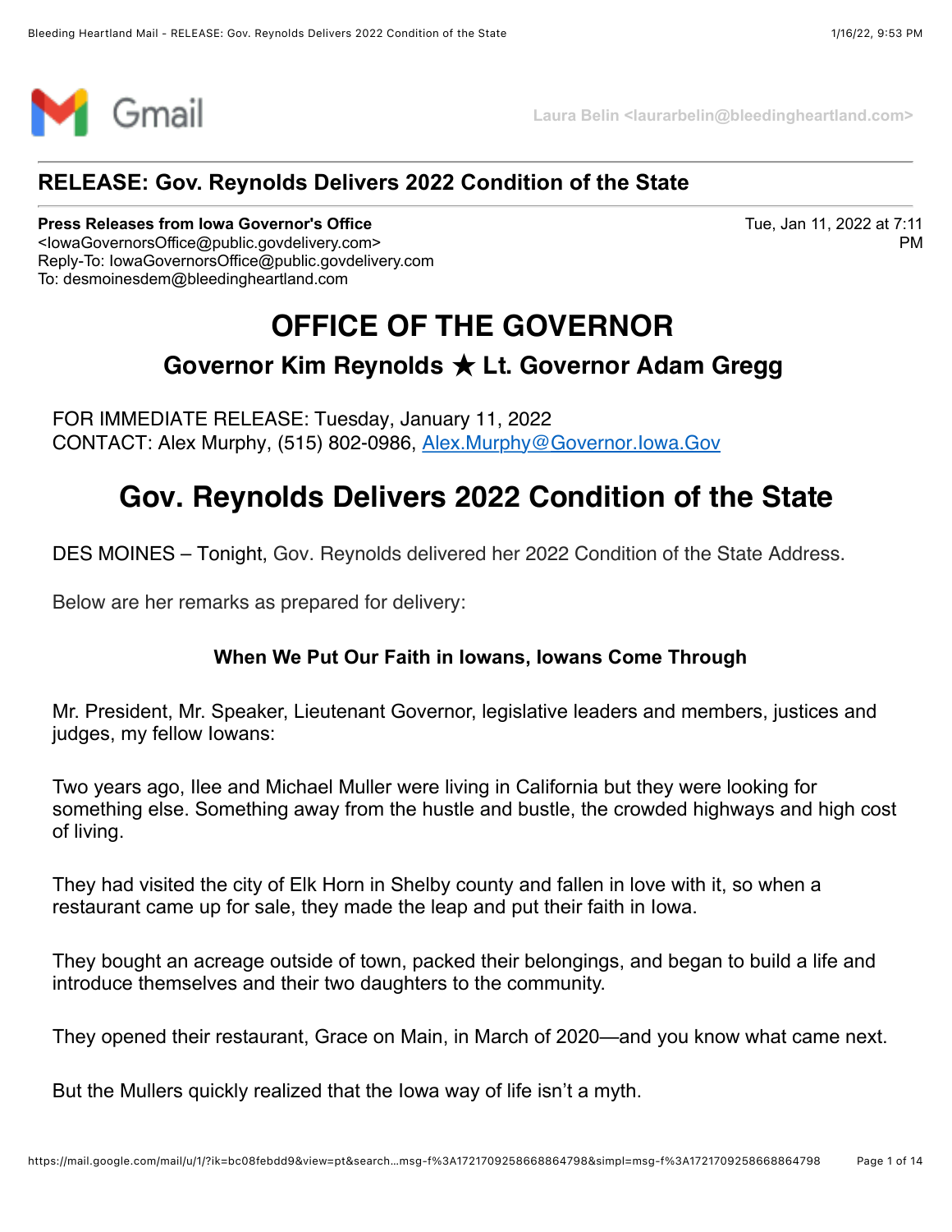Gmail

Laura Belin <laurarbelin@bleedingheartland.com>

## RELEASE: Gov. Reynolds Delivers 2022 Condition of the State

**Press Releases from Iowa Governor's Office** <IowaGovernorsOffice@public.govdelivery.com>
Reply-To: IowaGovernorsOffice@public.govdelivery.com
To: desmoinesdem@bleedingheartland.com

Tue, Jan 11, 2022 at 7:11 PM

# OFFICE OF THE GOVERNOR

### Governor Kim Reynolds ★ Lt. Governor Adam Gregg

FOR IMMEDIATE RELEASE: Tuesday, January 11, 2022
CONTACT: Alex Murphy, (515) 802-0986, Alex.Murphy@Governor.Iowa.Gov

# Gov. Reynolds Delivers 2022 Condition of the State

DES MOINES – Tonight, Gov. Reynolds delivered her 2022 Condition of the State Address.

Below are her remarks as prepared for delivery:

**When We Put Our Faith in Iowans, Iowans Come Through**

Mr. President, Mr. Speaker, Lieutenant Governor, legislative leaders and members, justices and judges, my fellow Iowans:

Two years ago, Ilee and Michael Muller were living in California but they were looking for something else. Something away from the hustle and bustle, the crowded highways and high cost of living.

They had visited the city of Elk Horn in Shelby county and fallen in love with it, so when a restaurant came up for sale, they made the leap and put their faith in Iowa.

They bought an acreage outside of town, packed their belongings, and began to build a life and introduce themselves and their two daughters to the community.

They opened their restaurant, Grace on Main, in March of 2020—and you know what came next.

But the Mullers quickly realized that the Iowa way of life isn't a myth.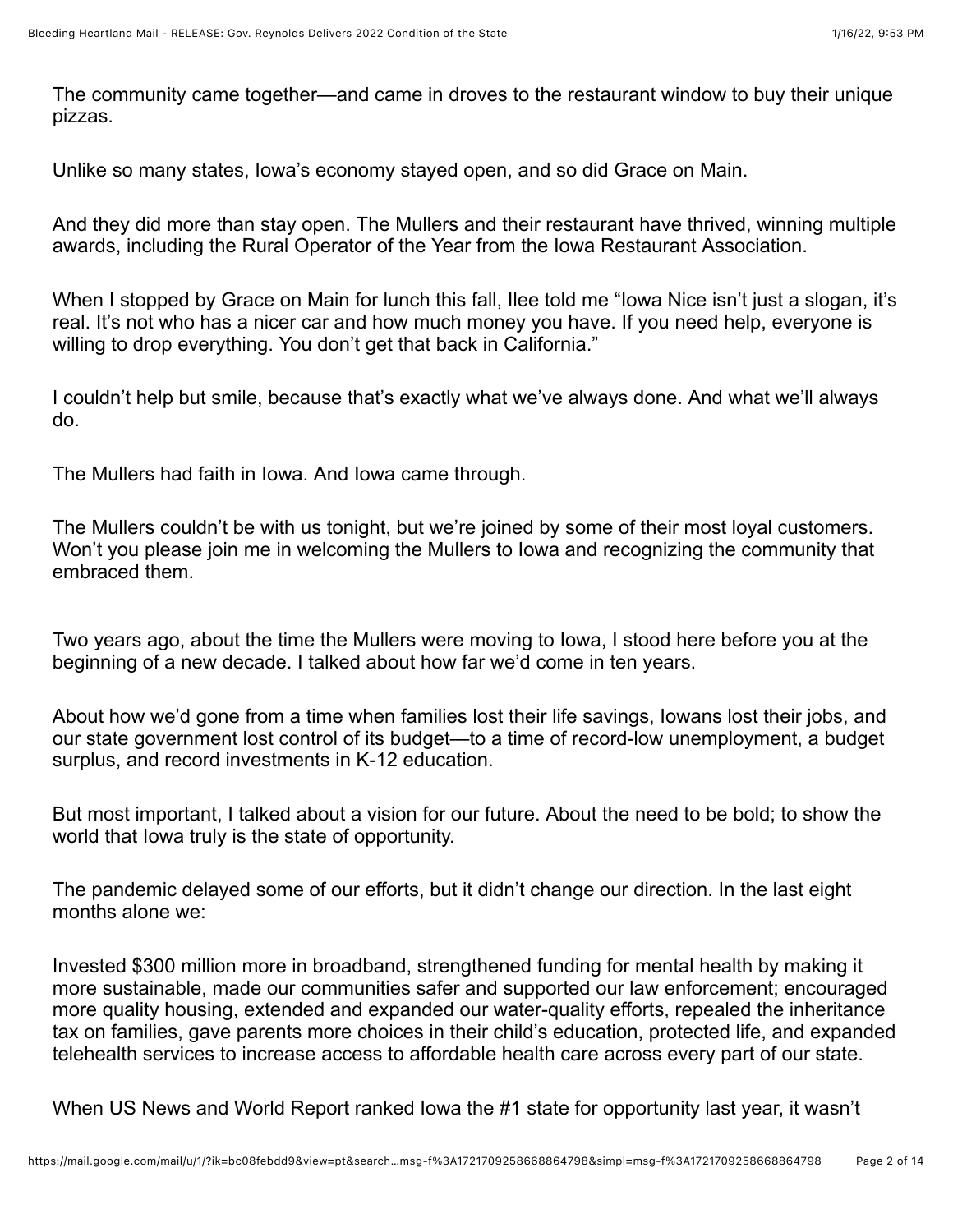The community came together—and came in droves to the restaurant window to buy their unique pizzas.

Unlike so many states, Iowa's economy stayed open, and so did Grace on Main.

And they did more than stay open. The Mullers and their restaurant have thrived, winning multiple awards, including the Rural Operator of the Year from the Iowa Restaurant Association.

When I stopped by Grace on Main for lunch this fall, Ilee told me "Iowa Nice isn't just a slogan, it's real. It's not who has a nicer car and how much money you have. If you need help, everyone is willing to drop everything. You don't get that back in California."

I couldn't help but smile, because that's exactly what we've always done. And what we'll always do.

The Mullers had faith in Iowa. And Iowa came through.

The Mullers couldn't be with us tonight, but we're joined by some of their most loyal customers. Won't you please join me in welcoming the Mullers to Iowa and recognizing the community that embraced them.

Two years ago, about the time the Mullers were moving to Iowa, I stood here before you at the beginning of a new decade. I talked about how far we'd come in ten years.

About how we'd gone from a time when families lost their life savings, Iowans lost their jobs, and our state government lost control of its budget—to a time of record-low unemployment, a budget surplus, and record investments in K-12 education.

But most important, I talked about a vision for our future. About the need to be bold; to show the world that Iowa truly is the state of opportunity.

The pandemic delayed some of our efforts, but it didn't change our direction. In the last eight months alone we:

Invested $300 million more in broadband, strengthened funding for mental health by making it more sustainable, made our communities safer and supported our law enforcement; encouraged more quality housing, extended and expanded our water-quality efforts, repealed the inheritance tax on families, gave parents more choices in their child's education, protected life, and expanded telehealth services to increase access to affordable health care across every part of our state.

When US News and World Report ranked Iowa the #1 state for opportunity last year, it wasn't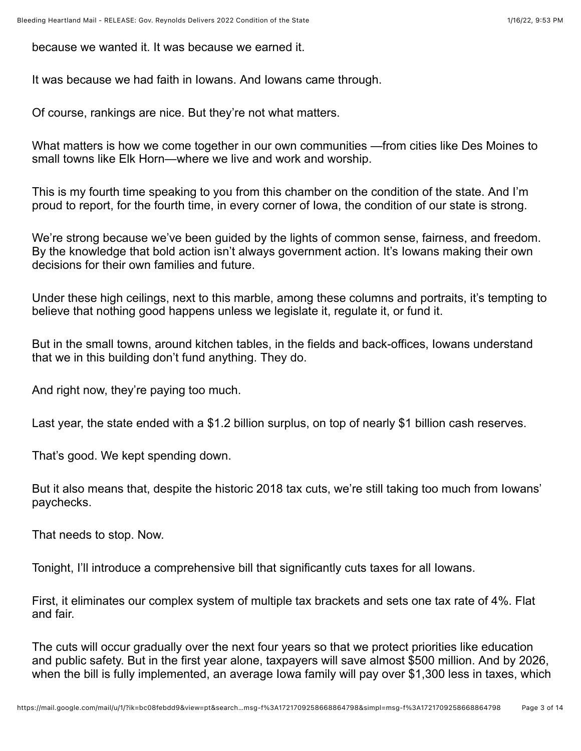because we wanted it. It was because we earned it.

It was because we had faith in Iowans. And Iowans came through.

Of course, rankings are nice. But they're not what matters.

What matters is how we come together in our own communities —from cities like Des Moines to small towns like Elk Horn—where we live and work and worship.

This is my fourth time speaking to you from this chamber on the condition of the state. And I'm proud to report, for the fourth time, in every corner of Iowa, the condition of our state is strong.

We're strong because we've been guided by the lights of common sense, fairness, and freedom. By the knowledge that bold action isn't always government action. It's Iowans making their own decisions for their own families and future.

Under these high ceilings, next to this marble, among these columns and portraits, it's tempting to believe that nothing good happens unless we legislate it, regulate it, or fund it.

But in the small towns, around kitchen tables, in the fields and back-offices, Iowans understand that we in this building don't fund anything. They do.

And right now, they're paying too much.

Last year, the state ended with a $1.2 billion surplus, on top of nearly $1 billion cash reserves.

That's good. We kept spending down.

But it also means that, despite the historic 2018 tax cuts, we're still taking too much from Iowans' paychecks.

That needs to stop. Now.

Tonight, I'll introduce a comprehensive bill that significantly cuts taxes for all Iowans.

First, it eliminates our complex system of multiple tax brackets and sets one tax rate of 4%. Flat and fair.

The cuts will occur gradually over the next four years so that we protect priorities like education and public safety. But in the first year alone, taxpayers will save almost $500 million. And by 2026, when the bill is fully implemented, an average Iowa family will pay over $1,300 less in taxes, which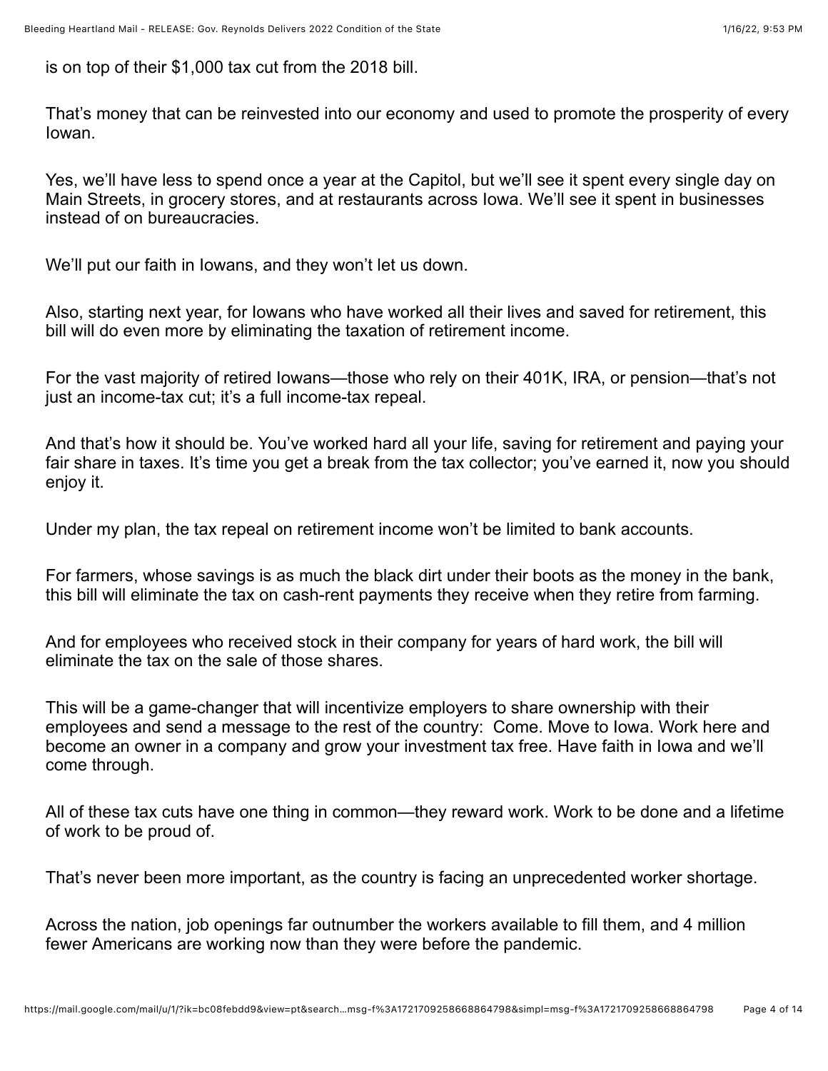is on top of their $1,000 tax cut from the 2018 bill.

That's money that can be reinvested into our economy and used to promote the prosperity of every Iowan.

Yes, we'll have less to spend once a year at the Capitol, but we'll see it spent every single day on Main Streets, in grocery stores, and at restaurants across Iowa. We'll see it spent in businesses instead of on bureaucracies.

We'll put our faith in Iowans, and they won't let us down.

Also, starting next year, for Iowans who have worked all their lives and saved for retirement, this bill will do even more by eliminating the taxation of retirement income.

For the vast majority of retired Iowans—those who rely on their 401K, IRA, or pension—that's not just an income-tax cut; it's a full income-tax repeal.

And that's how it should be. You've worked hard all your life, saving for retirement and paying your fair share in taxes. It's time you get a break from the tax collector; you've earned it, now you should enjoy it.

Under my plan, the tax repeal on retirement income won't be limited to bank accounts.

For farmers, whose savings is as much the black dirt under their boots as the money in the bank, this bill will eliminate the tax on cash-rent payments they receive when they retire from farming.

And for employees who received stock in their company for years of hard work, the bill will eliminate the tax on the sale of those shares.

This will be a game-changer that will incentivize employers to share ownership with their employees and send a message to the rest of the country: Come. Move to Iowa. Work here and become an owner in a company and grow your investment tax free. Have faith in Iowa and we'll come through.

All of these tax cuts have one thing in common—they reward work. Work to be done and a lifetime of work to be proud of.

That's never been more important, as the country is facing an unprecedented worker shortage.

Across the nation, job openings far outnumber the workers available to fill them, and 4 million fewer Americans are working now than they were before the pandemic.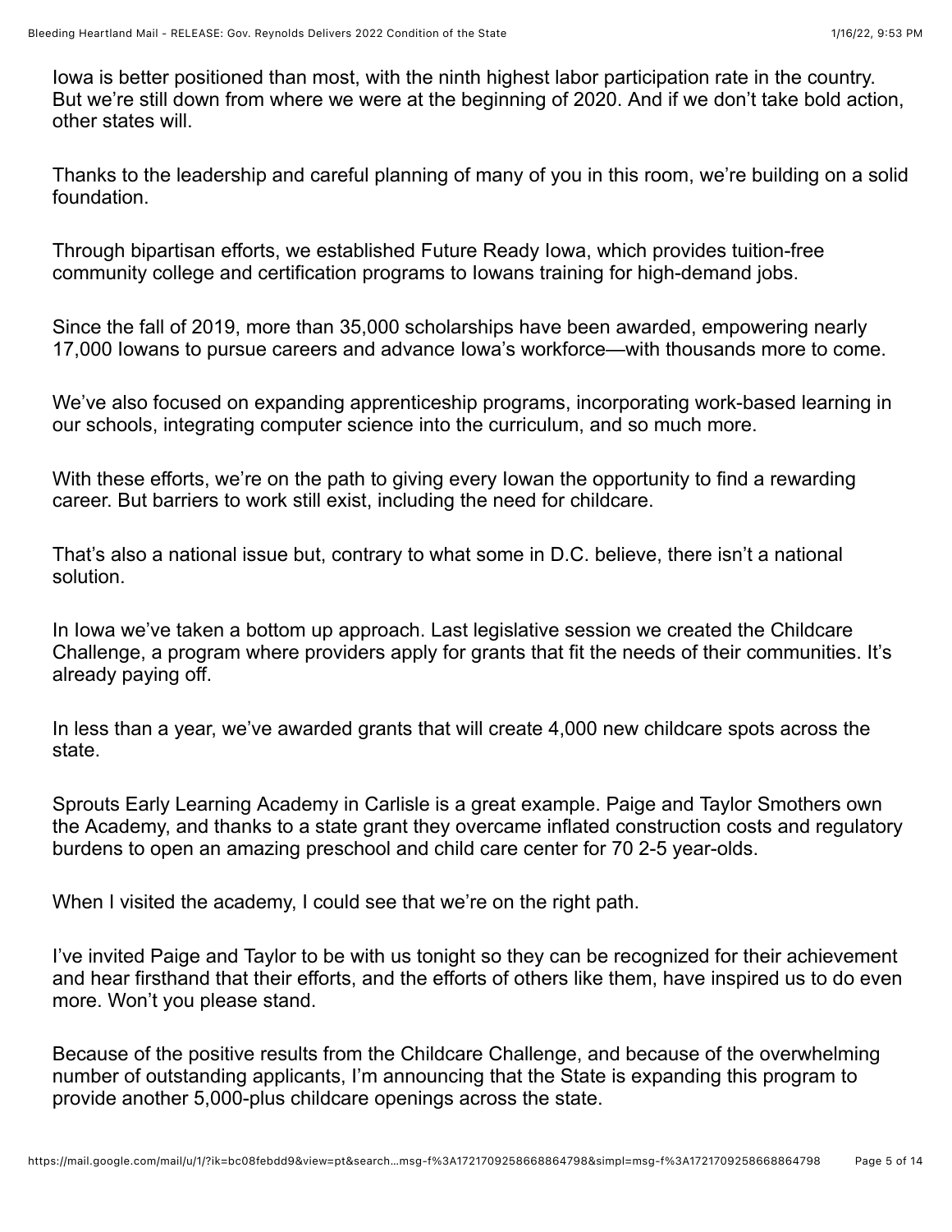Iowa is better positioned than most, with the ninth highest labor participation rate in the country. But we're still down from where we were at the beginning of 2020. And if we don't take bold action, other states will.

Thanks to the leadership and careful planning of many of you in this room, we're building on a solid foundation.

Through bipartisan efforts, we established Future Ready Iowa, which provides tuition-free community college and certification programs to Iowans training for high-demand jobs.

Since the fall of 2019, more than 35,000 scholarships have been awarded, empowering nearly 17,000 Iowans to pursue careers and advance Iowa's workforce—with thousands more to come.

We've also focused on expanding apprenticeship programs, incorporating work-based learning in our schools, integrating computer science into the curriculum, and so much more.

With these efforts, we're on the path to giving every Iowan the opportunity to find a rewarding career. But barriers to work still exist, including the need for childcare.

That's also a national issue but, contrary to what some in D.C. believe, there isn't a national solution.

In Iowa we've taken a bottom up approach. Last legislative session we created the Childcare Challenge, a program where providers apply for grants that fit the needs of their communities. It's already paying off.

In less than a year, we've awarded grants that will create 4,000 new childcare spots across the state.

Sprouts Early Learning Academy in Carlisle is a great example. Paige and Taylor Smothers own the Academy, and thanks to a state grant they overcame inflated construction costs and regulatory burdens to open an amazing preschool and child care center for 70 2-5 year-olds.

When I visited the academy, I could see that we're on the right path.

I've invited Paige and Taylor to be with us tonight so they can be recognized for their achievement and hear firsthand that their efforts, and the efforts of others like them, have inspired us to do even more. Won't you please stand.

Because of the positive results from the Childcare Challenge, and because of the overwhelming number of outstanding applicants, I'm announcing that the State is expanding this program to provide another 5,000-plus childcare openings across the state.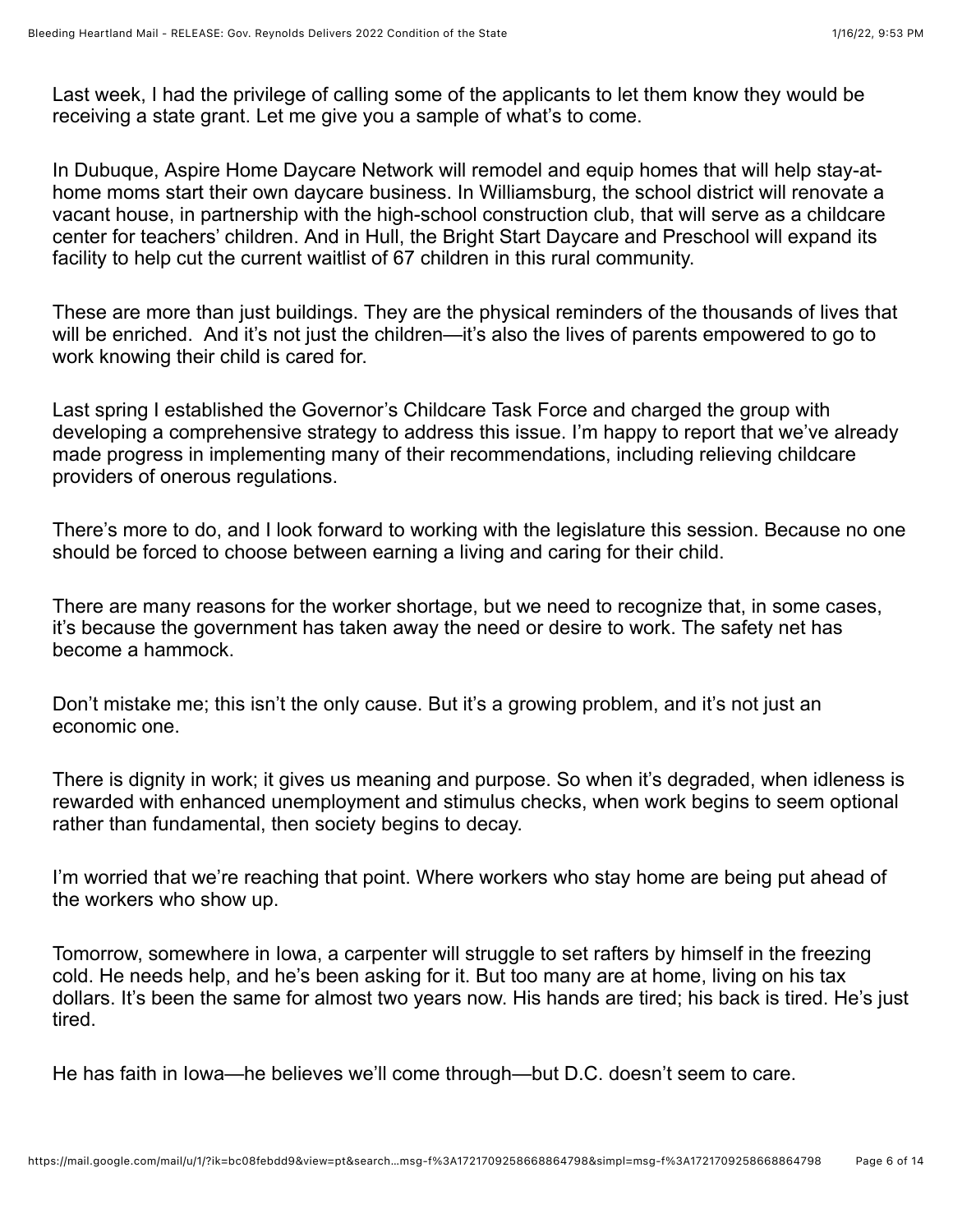Last week, I had the privilege of calling some of the applicants to let them know they would be receiving a state grant. Let me give you a sample of what's to come.

In Dubuque, Aspire Home Daycare Network will remodel and equip homes that will help stay-at-home moms start their own daycare business. In Williamsburg, the school district will renovate a vacant house, in partnership with the high-school construction club, that will serve as a childcare center for teachers' children. And in Hull, the Bright Start Daycare and Preschool will expand its facility to help cut the current waitlist of 67 children in this rural community.

These are more than just buildings. They are the physical reminders of the thousands of lives that will be enriched. And it's not just the children—it's also the lives of parents empowered to go to work knowing their child is cared for.

Last spring I established the Governor's Childcare Task Force and charged the group with developing a comprehensive strategy to address this issue. I'm happy to report that we've already made progress in implementing many of their recommendations, including relieving childcare providers of onerous regulations.

There's more to do, and I look forward to working with the legislature this session. Because no one should be forced to choose between earning a living and caring for their child.

There are many reasons for the worker shortage, but we need to recognize that, in some cases, it's because the government has taken away the need or desire to work. The safety net has become a hammock.

Don't mistake me; this isn't the only cause. But it's a growing problem, and it's not just an economic one.

There is dignity in work; it gives us meaning and purpose. So when it's degraded, when idleness is rewarded with enhanced unemployment and stimulus checks, when work begins to seem optional rather than fundamental, then society begins to decay.

I'm worried that we're reaching that point. Where workers who stay home are being put ahead of the workers who show up.

Tomorrow, somewhere in Iowa, a carpenter will struggle to set rafters by himself in the freezing cold. He needs help, and he's been asking for it. But too many are at home, living on his tax dollars. It's been the same for almost two years now. His hands are tired; his back is tired. He's just tired.

He has faith in Iowa—he believes we'll come through—but D.C. doesn't seem to care.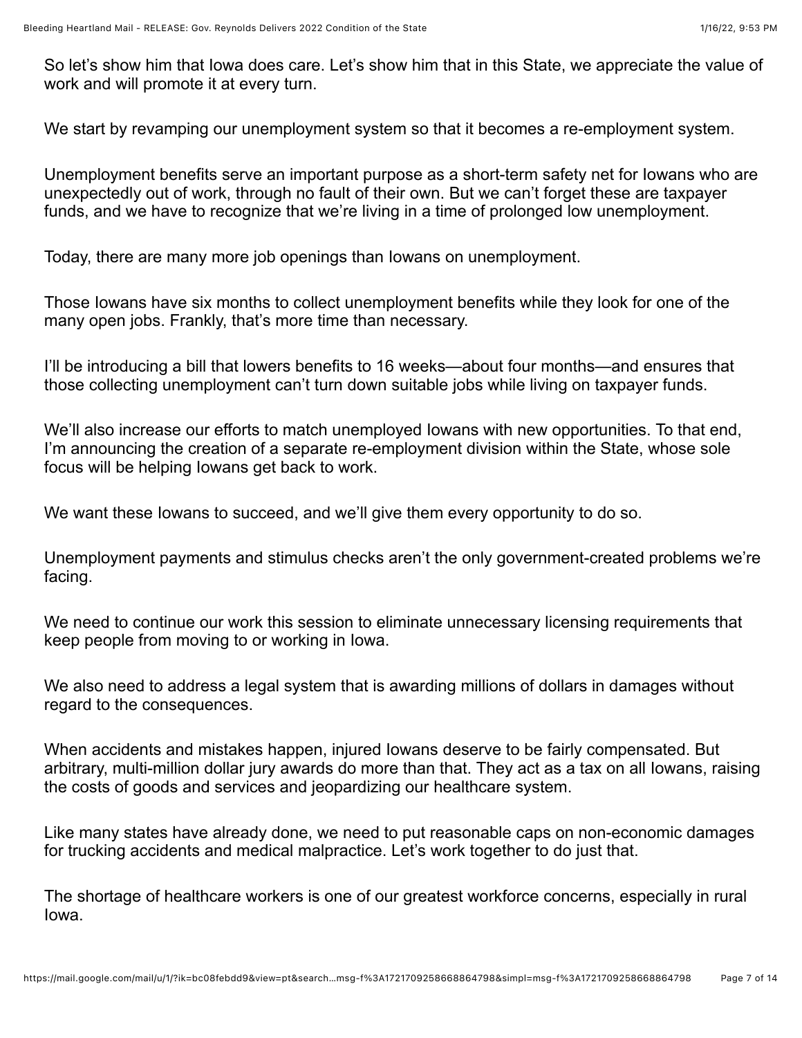So let's show him that Iowa does care. Let's show him that in this State, we appreciate the value of work and will promote it at every turn.

We start by revamping our unemployment system so that it becomes a re-employment system.

Unemployment benefits serve an important purpose as a short-term safety net for Iowans who are unexpectedly out of work, through no fault of their own. But we can't forget these are taxpayer funds, and we have to recognize that we're living in a time of prolonged low unemployment.

Today, there are many more job openings than Iowans on unemployment.

Those Iowans have six months to collect unemployment benefits while they look for one of the many open jobs. Frankly, that's more time than necessary.

I'll be introducing a bill that lowers benefits to 16 weeks—about four months—and ensures that those collecting unemployment can't turn down suitable jobs while living on taxpayer funds.

We'll also increase our efforts to match unemployed Iowans with new opportunities. To that end, I'm announcing the creation of a separate re-employment division within the State, whose sole focus will be helping Iowans get back to work.

We want these Iowans to succeed, and we'll give them every opportunity to do so.

Unemployment payments and stimulus checks aren't the only government-created problems we're facing.

We need to continue our work this session to eliminate unnecessary licensing requirements that keep people from moving to or working in Iowa.

We also need to address a legal system that is awarding millions of dollars in damages without regard to the consequences.

When accidents and mistakes happen, injured Iowans deserve to be fairly compensated. But arbitrary, multi-million dollar jury awards do more than that. They act as a tax on all Iowans, raising the costs of goods and services and jeopardizing our healthcare system.

Like many states have already done, we need to put reasonable caps on non-economic damages for trucking accidents and medical malpractice. Let's work together to do just that.

The shortage of healthcare workers is one of our greatest workforce concerns, especially in rural Iowa.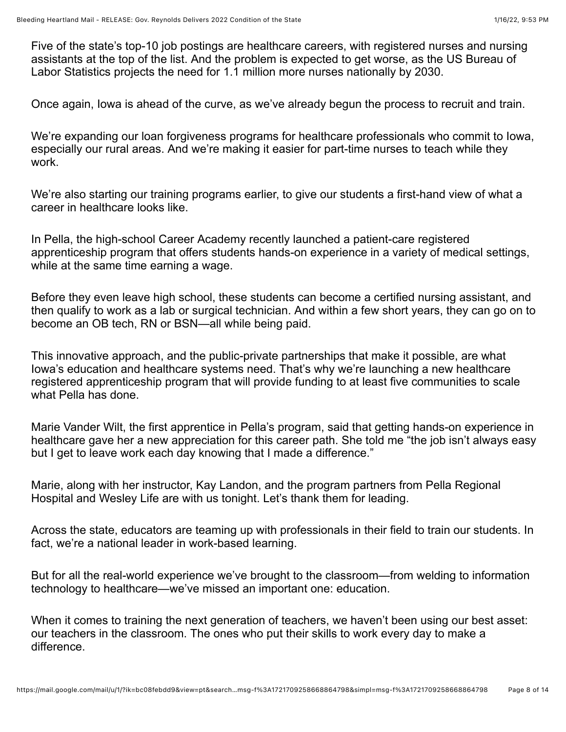Five of the state's top-10 job postings are healthcare careers, with registered nurses and nursing assistants at the top of the list. And the problem is expected to get worse, as the US Bureau of Labor Statistics projects the need for 1.1 million more nurses nationally by 2030.

Once again, Iowa is ahead of the curve, as we've already begun the process to recruit and train.

We're expanding our loan forgiveness programs for healthcare professionals who commit to Iowa, especially our rural areas. And we're making it easier for part-time nurses to teach while they work.

We're also starting our training programs earlier, to give our students a first-hand view of what a career in healthcare looks like.

In Pella, the high-school Career Academy recently launched a patient-care registered apprenticeship program that offers students hands-on experience in a variety of medical settings, while at the same time earning a wage.

Before they even leave high school, these students can become a certified nursing assistant, and then qualify to work as a lab or surgical technician. And within a few short years, they can go on to become an OB tech, RN or BSN—all while being paid.

This innovative approach, and the public-private partnerships that make it possible, are what Iowa's education and healthcare systems need. That's why we're launching a new healthcare registered apprenticeship program that will provide funding to at least five communities to scale what Pella has done.

Marie Vander Wilt, the first apprentice in Pella's program, said that getting hands-on experience in healthcare gave her a new appreciation for this career path. She told me "the job isn't always easy but I get to leave work each day knowing that I made a difference."

Marie, along with her instructor, Kay Landon, and the program partners from Pella Regional Hospital and Wesley Life are with us tonight. Let's thank them for leading.

Across the state, educators are teaming up with professionals in their field to train our students. In fact, we're a national leader in work-based learning.

But for all the real-world experience we've brought to the classroom—from welding to information technology to healthcare—we've missed an important one: education.

When it comes to training the next generation of teachers, we haven't been using our best asset: our teachers in the classroom. The ones who put their skills to work every day to make a difference.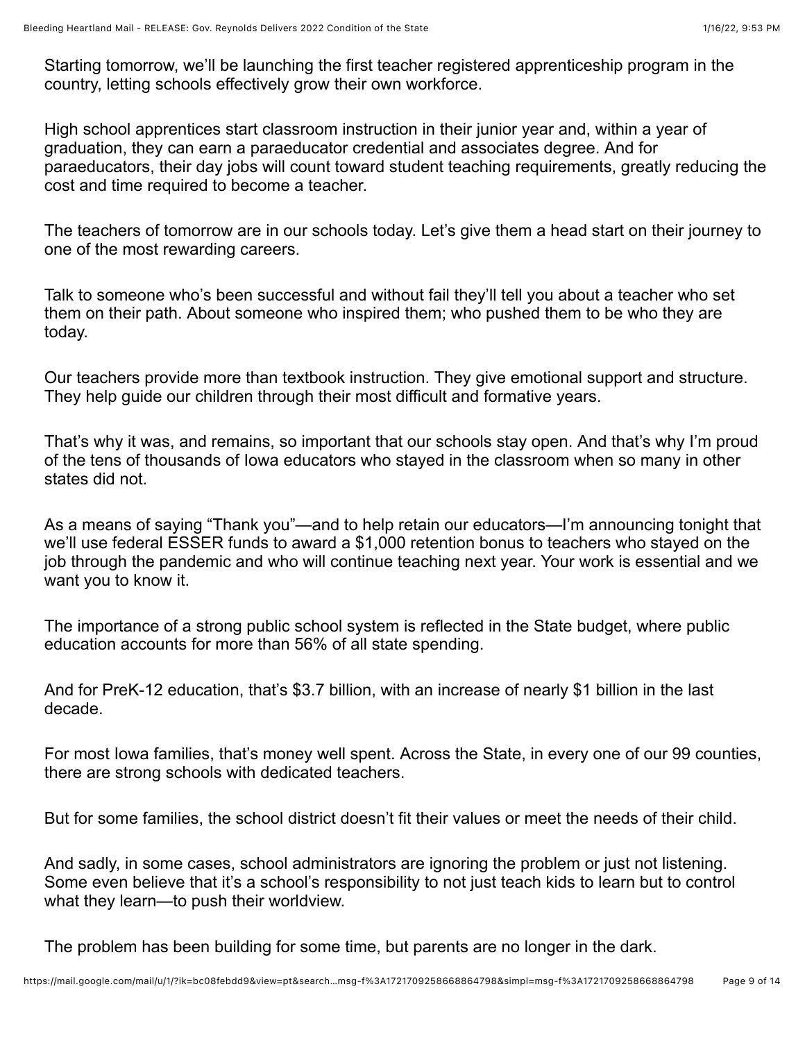Starting tomorrow, we'll be launching the first teacher registered apprenticeship program in the country, letting schools effectively grow their own workforce.

High school apprentices start classroom instruction in their junior year and, within a year of graduation, they can earn a paraeducator credential and associates degree. And for paraeducators, their day jobs will count toward student teaching requirements, greatly reducing the cost and time required to become a teacher.

The teachers of tomorrow are in our schools today. Let's give them a head start on their journey to one of the most rewarding careers.

Talk to someone who's been successful and without fail they'll tell you about a teacher who set them on their path. About someone who inspired them; who pushed them to be who they are today.

Our teachers provide more than textbook instruction. They give emotional support and structure. They help guide our children through their most difficult and formative years.

That's why it was, and remains, so important that our schools stay open. And that's why I'm proud of the tens of thousands of Iowa educators who stayed in the classroom when so many in other states did not.

As a means of saying "Thank you"—and to help retain our educators—I'm announcing tonight that we'll use federal ESSER funds to award a $1,000 retention bonus to teachers who stayed on the job through the pandemic and who will continue teaching next year. Your work is essential and we want you to know it.

The importance of a strong public school system is reflected in the State budget, where public education accounts for more than 56% of all state spending.

And for PreK-12 education, that's $3.7 billion, with an increase of nearly $1 billion in the last decade.

For most Iowa families, that's money well spent. Across the State, in every one of our 99 counties, there are strong schools with dedicated teachers.

But for some families, the school district doesn't fit their values or meet the needs of their child.

And sadly, in some cases, school administrators are ignoring the problem or just not listening. Some even believe that it's a school's responsibility to not just teach kids to learn but to control what they learn—to push their worldview.

The problem has been building for some time, but parents are no longer in the dark.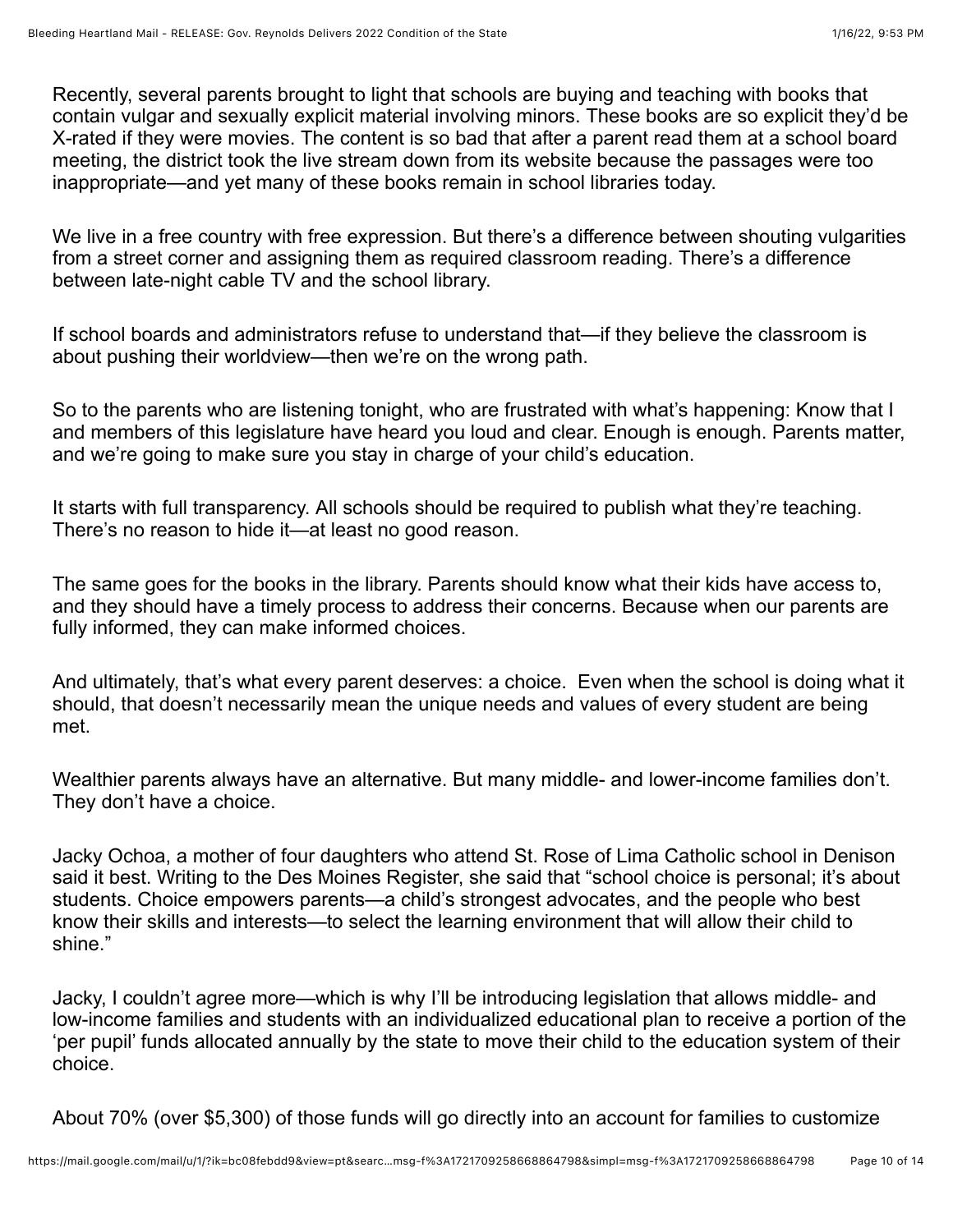Recently, several parents brought to light that schools are buying and teaching with books that contain vulgar and sexually explicit material involving minors. These books are so explicit they'd be X-rated if they were movies. The content is so bad that after a parent read them at a school board meeting, the district took the live stream down from its website because the passages were too inappropriate—and yet many of these books remain in school libraries today.

We live in a free country with free expression. But there's a difference between shouting vulgarities from a street corner and assigning them as required classroom reading. There's a difference between late-night cable TV and the school library.

If school boards and administrators refuse to understand that—if they believe the classroom is about pushing their worldview—then we're on the wrong path.

So to the parents who are listening tonight, who are frustrated with what's happening: Know that I and members of this legislature have heard you loud and clear. Enough is enough. Parents matter, and we're going to make sure you stay in charge of your child's education.

It starts with full transparency. All schools should be required to publish what they're teaching. There's no reason to hide it—at least no good reason.

The same goes for the books in the library. Parents should know what their kids have access to, and they should have a timely process to address their concerns. Because when our parents are fully informed, they can make informed choices.

And ultimately, that's what every parent deserves: a choice. Even when the school is doing what it should, that doesn't necessarily mean the unique needs and values of every student are being met.

Wealthier parents always have an alternative. But many middle- and lower-income families don't. They don't have a choice.

Jacky Ochoa, a mother of four daughters who attend St. Rose of Lima Catholic school in Denison said it best. Writing to the Des Moines Register, she said that "school choice is personal; it's about students. Choice empowers parents—a child's strongest advocates, and the people who best know their skills and interests—to select the learning environment that will allow their child to shine."

Jacky, I couldn't agree more—which is why I'll be introducing legislation that allows middle- and low-income families and students with an individualized educational plan to receive a portion of the 'per pupil' funds allocated annually by the state to move their child to the education system of their choice.

About 70% (over $5,300) of those funds will go directly into an account for families to customize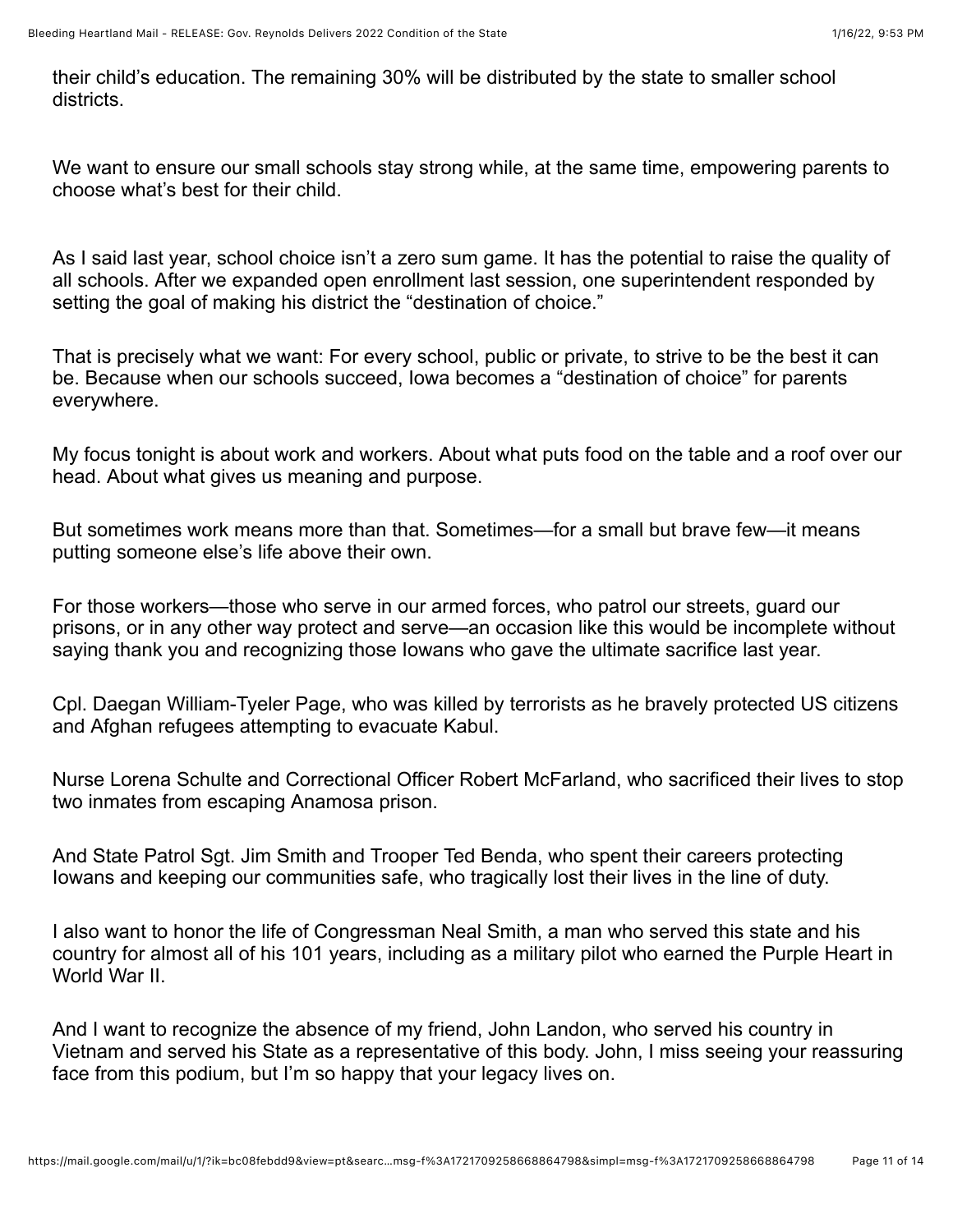their child's education. The remaining 30% will be distributed by the state to smaller school districts.

We want to ensure our small schools stay strong while, at the same time, empowering parents to choose what's best for their child.

As I said last year, school choice isn't a zero sum game. It has the potential to raise the quality of all schools. After we expanded open enrollment last session, one superintendent responded by setting the goal of making his district the "destination of choice."

That is precisely what we want: For every school, public or private, to strive to be the best it can be. Because when our schools succeed, Iowa becomes a "destination of choice" for parents everywhere.

My focus tonight is about work and workers. About what puts food on the table and a roof over our head. About what gives us meaning and purpose.

But sometimes work means more than that. Sometimes—for a small but brave few—it means putting someone else's life above their own.

For those workers—those who serve in our armed forces, who patrol our streets, guard our prisons, or in any other way protect and serve—an occasion like this would be incomplete without saying thank you and recognizing those Iowans who gave the ultimate sacrifice last year.

Cpl. Daegan William-Tyeler Page, who was killed by terrorists as he bravely protected US citizens and Afghan refugees attempting to evacuate Kabul.

Nurse Lorena Schulte and Correctional Officer Robert McFarland, who sacrificed their lives to stop two inmates from escaping Anamosa prison.

And State Patrol Sgt. Jim Smith and Trooper Ted Benda, who spent their careers protecting Iowans and keeping our communities safe, who tragically lost their lives in the line of duty.

I also want to honor the life of Congressman Neal Smith, a man who served this state and his country for almost all of his 101 years, including as a military pilot who earned the Purple Heart in World War II.

And I want to recognize the absence of my friend, John Landon, who served his country in Vietnam and served his State as a representative of this body. John, I miss seeing your reassuring face from this podium, but I'm so happy that your legacy lives on.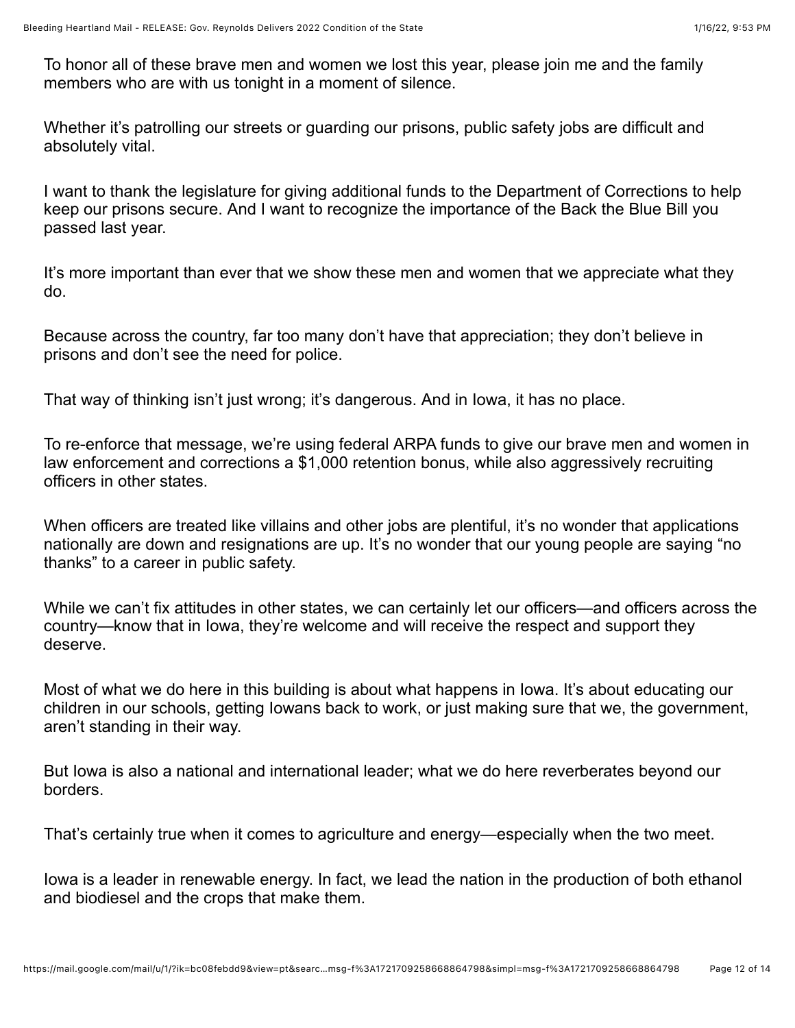To honor all of these brave men and women we lost this year, please join me and the family members who are with us tonight in a moment of silence.

Whether it's patrolling our streets or guarding our prisons, public safety jobs are difficult and absolutely vital.

I want to thank the legislature for giving additional funds to the Department of Corrections to help keep our prisons secure. And I want to recognize the importance of the Back the Blue Bill you passed last year.

It's more important than ever that we show these men and women that we appreciate what they do.

Because across the country, far too many don't have that appreciation; they don't believe in prisons and don't see the need for police.

That way of thinking isn't just wrong; it's dangerous. And in Iowa, it has no place.

To re-enforce that message, we're using federal ARPA funds to give our brave men and women in law enforcement and corrections a $1,000 retention bonus, while also aggressively recruiting officers in other states.

When officers are treated like villains and other jobs are plentiful, it's no wonder that applications nationally are down and resignations are up. It's no wonder that our young people are saying "no thanks" to a career in public safety.

While we can't fix attitudes in other states, we can certainly let our officers—and officers across the country—know that in Iowa, they're welcome and will receive the respect and support they deserve.

Most of what we do here in this building is about what happens in Iowa. It's about educating our children in our schools, getting Iowans back to work, or just making sure that we, the government, aren't standing in their way.

But Iowa is also a national and international leader; what we do here reverberates beyond our borders.

That's certainly true when it comes to agriculture and energy—especially when the two meet.

Iowa is a leader in renewable energy. In fact, we lead the nation in the production of both ethanol and biodiesel and the crops that make them.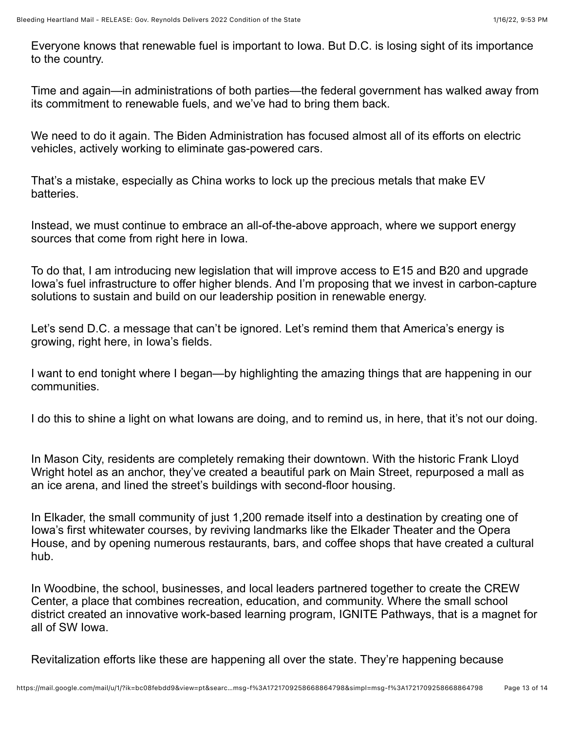Everyone knows that renewable fuel is important to Iowa. But D.C. is losing sight of its importance to the country.

Time and again—in administrations of both parties—the federal government has walked away from its commitment to renewable fuels, and we've had to bring them back.

We need to do it again. The Biden Administration has focused almost all of its efforts on electric vehicles, actively working to eliminate gas-powered cars.

That's a mistake, especially as China works to lock up the precious metals that make EV batteries.

Instead, we must continue to embrace an all-of-the-above approach, where we support energy sources that come from right here in Iowa.

To do that, I am introducing new legislation that will improve access to E15 and B20 and upgrade Iowa's fuel infrastructure to offer higher blends. And I'm proposing that we invest in carbon-capture solutions to sustain and build on our leadership position in renewable energy.

Let's send D.C. a message that can't be ignored. Let's remind them that America's energy is growing, right here, in Iowa's fields.

I want to end tonight where I began—by highlighting the amazing things that are happening in our communities.

I do this to shine a light on what Iowans are doing, and to remind us, in here, that it's not our doing.

In Mason City, residents are completely remaking their downtown. With the historic Frank Lloyd Wright hotel as an anchor, they've created a beautiful park on Main Street, repurposed a mall as an ice arena, and lined the street's buildings with second-floor housing.

In Elkader, the small community of just 1,200 remade itself into a destination by creating one of Iowa's first whitewater courses, by reviving landmarks like the Elkader Theater and the Opera House, and by opening numerous restaurants, bars, and coffee shops that have created a cultural hub.

In Woodbine, the school, businesses, and local leaders partnered together to create the CREW Center, a place that combines recreation, education, and community. Where the small school district created an innovative work-based learning program, IGNITE Pathways, that is a magnet for all of SW Iowa.

Revitalization efforts like these are happening all over the state. They're happening because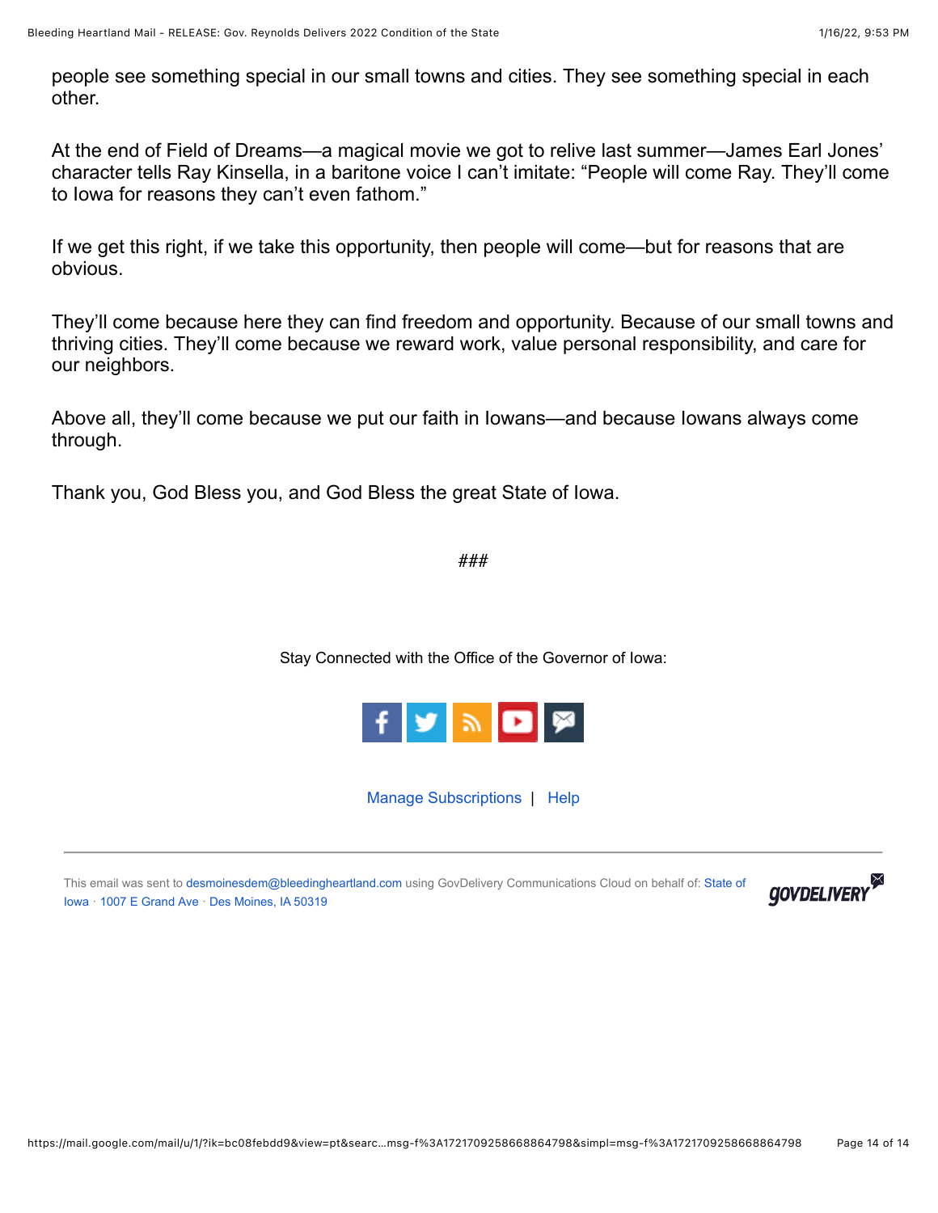people see something special in our small towns and cities. They see something special in each other.

At the end of Field of Dreams—a magical movie we got to relive last summer—James Earl Jones' character tells Ray Kinsella, in a baritone voice I can't imitate: "People will come Ray. They'll come to Iowa for reasons they can't even fathom."

If we get this right, if we take this opportunity, then people will come—but for reasons that are obvious.

They'll come because here they can find freedom and opportunity. Because of our small towns and thriving cities. They'll come because we reward work, value personal responsibility, and care for our neighbors.

Above all, they'll come because we put our faith in Iowans—and because Iowans always come through.

Thank you, God Bless you, and God Bless the great State of Iowa.

###

Stay Connected with the Office of the Governor of Iowa:

Manage Subscriptions | Help

This email was sent to desmoinesdem@bleedingheartland.com using GovDelivery Communications Cloud on behalf of: State of Iowa · 1007 E Grand Ave · Des Moines, IA 50319

GOVDELIVERY